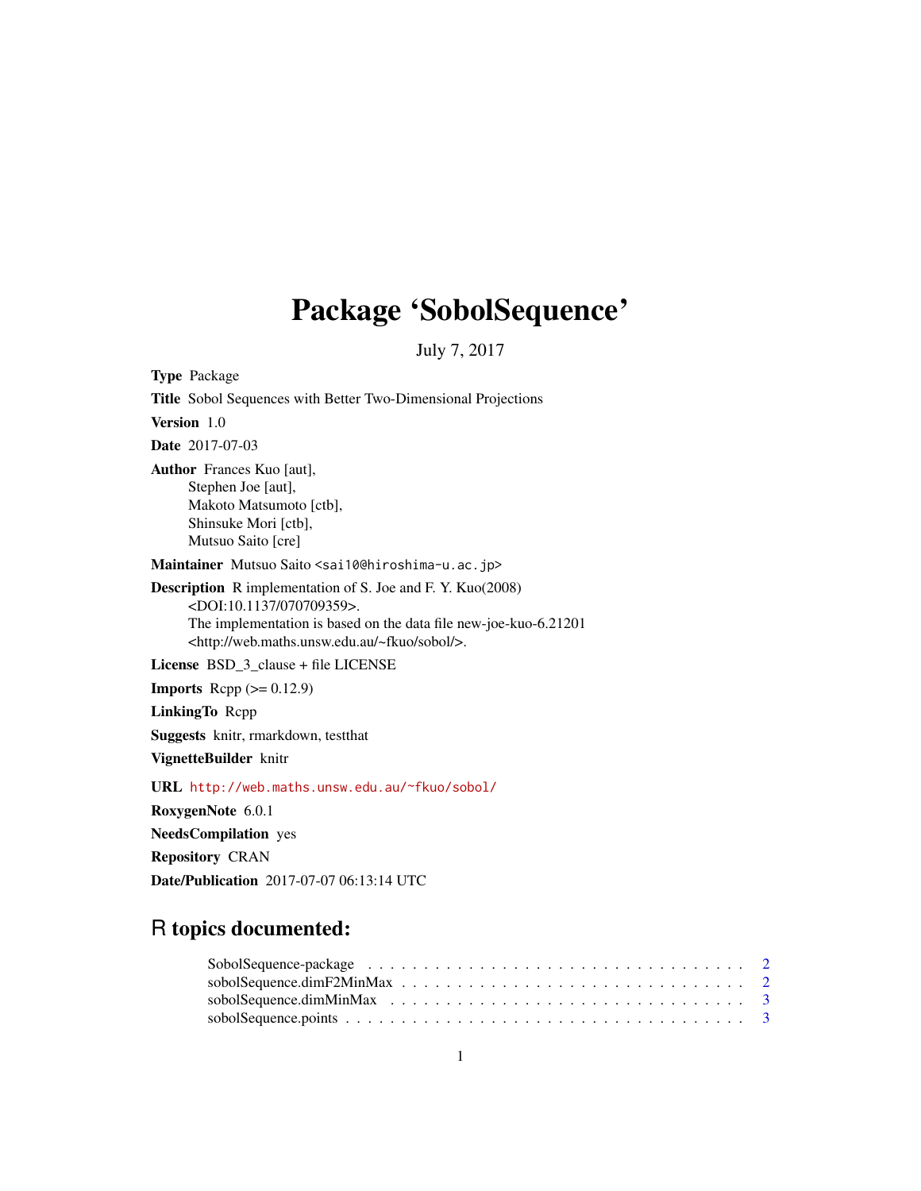# Package 'SobolSequence'

July 7, 2017

**Type** Package

**Title** Sobol Sequences with Better Two-Dimensional Projections

**Version** 1.0

**Date** 2017-07-03

**Author** Frances Kuo [aut],
Stephen Joe [aut],
Makoto Matsumoto [ctb],
Shinsuke Mori [ctb],
Mutsuo Saito [cre]

**Maintainer** Mutsuo Saito <sai10@hiroshima-u.ac.jp>

**Description** R implementation of S. Joe and F. Y. Kuo(2008)
<DOI:10.1137/070709359>.
The implementation is based on the data file new-joe-kuo-6.21201
<http://web.maths.unsw.edu.au/~fkuo/sobol/>.

**License** BSD_3_clause + file LICENSE

**Imports** Rcpp (>= 0.12.9)

**LinkingTo** Rcpp

**Suggests** knitr, rmarkdown, testthat

**VignetteBuilder** knitr

**URL** http://web.maths.unsw.edu.au/~fkuo/sobol/

**RoxygenNote** 6.0.1

**NeedsCompilation** yes

**Repository** CRAN

**Date/Publication** 2017-07-07 06:13:14 UTC

## R topics documented:

SobolSequence-package . . . . . . . . . . . . . . . . . . . . . . . . . . . . . . . . . 2
sobolSequence.dimF2MinMax . . . . . . . . . . . . . . . . . . . . . . . . . . . . . 2
sobolSequence.dimMinMax . . . . . . . . . . . . . . . . . . . . . . . . . . . . . . . 3
sobolSequence.points . . . . . . . . . . . . . . . . . . . . . . . . . . . . . . . . . . 3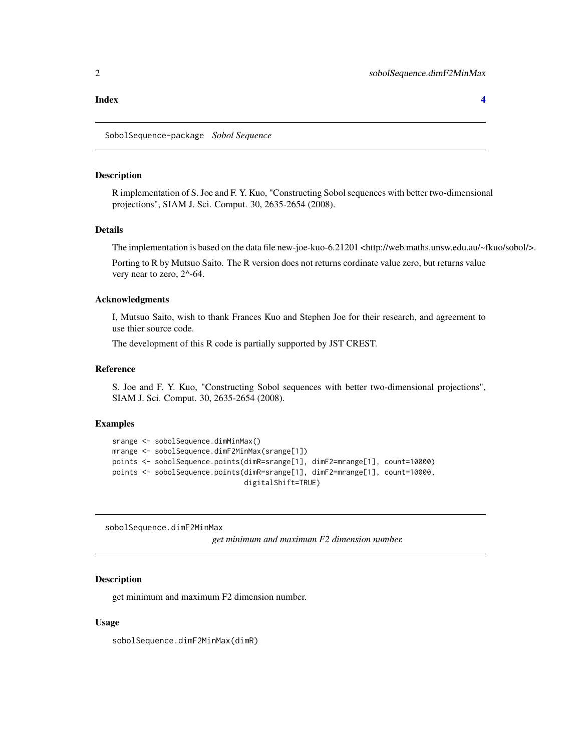**Index** **4**

---

SobolSequence-package *Sobol Sequence*

---

### Description

R implementation of S. Joe and F. Y. Kuo, "Constructing Sobol sequences with better two-dimensional projections", SIAM J. Sci. Comput. 30, 2635-2654 (2008).

### Details

The implementation is based on the data file new-joe-kuo-6.21201 <http://web.maths.unsw.edu.au/~fkuo/sobol/>.

Porting to R by Mutsuo Saito. The R version does not returns cordinate value zero, but returns value very near to zero, 2^-64.

### Acknowledgments

I, Mutsuo Saito, wish to thank Frances Kuo and Stephen Joe for their research, and agreement to use thier source code.

The development of this R code is partially supported by JST CREST.

### Reference

S. Joe and F. Y. Kuo, "Constructing Sobol sequences with better two-dimensional projections", SIAM J. Sci. Comput. 30, 2635-2654 (2008).

### Examples

```
srange <- sobolSequence.dimMinMax()
mrange <- sobolSequence.dimF2MinMax(srange[1])
points <- sobolSequence.points(dimR=srange[1], dimF2=mrange[1], count=10000)
points <- sobolSequence.points(dimR=srange[1], dimF2=mrange[1], count=10000,
                               digitalShift=TRUE)
```

---

sobolSequence.dimF2MinMax *get minimum and maximum F2 dimension number.*

---

### Description

get minimum and maximum F2 dimension number.

### Usage

```
sobolSequence.dimF2MinMax(dimR)
```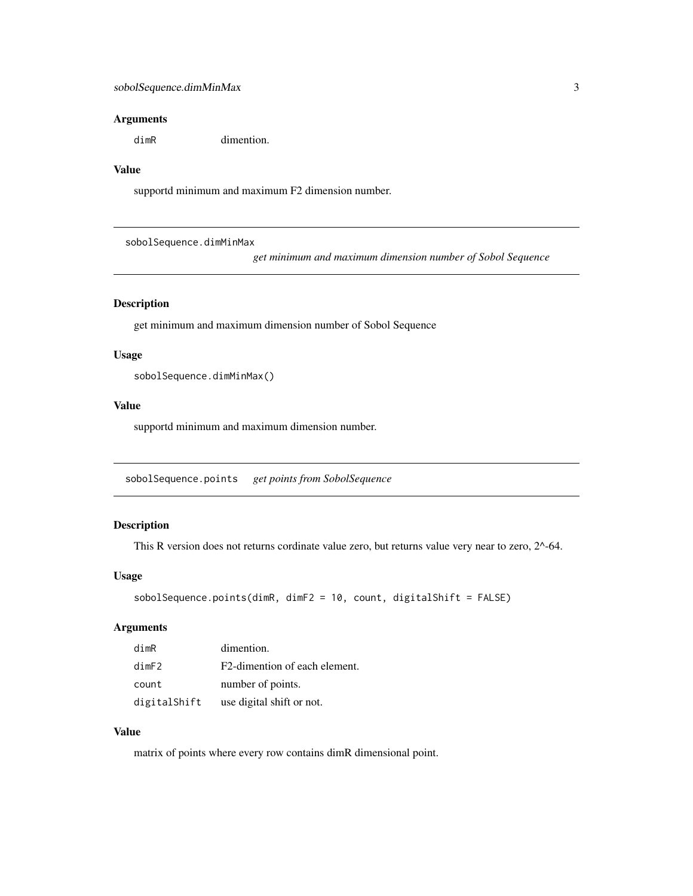### Arguments

| | |
|---|---|
| dimR | dimention. |

### Value

supportd minimum and maximum F2 dimension number.

---

## sobolSequence.dimMinMax

*get minimum and maximum dimension number of Sobol Sequence*

### Description

get minimum and maximum dimension number of Sobol Sequence

### Usage

```
sobolSequence.dimMinMax()
```

### Value

supportd minimum and maximum dimension number.

---

## sobolSequence.points

*get points from SobolSequence*

### Description

This R version does not returns cordinate value zero, but returns value very near to zero, 2^-64.

### Usage

```
sobolSequence.points(dimR, dimF2 = 10, count, digitalShift = FALSE)
```

### Arguments

| | |
|---|---|
| dimR | dimention. |
| dimF2 | F2-dimention of each element. |
| count | number of points. |
| digitalShift | use digital shift or not. |

### Value

matrix of points where every row contains dimR dimensional point.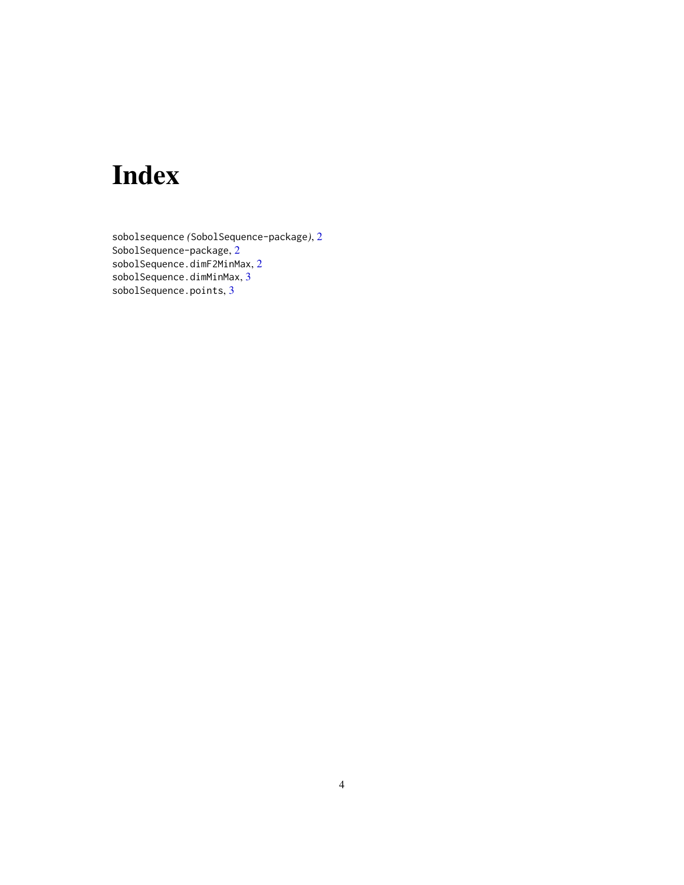# Index

sobolsequence (SobolSequence-package), 2
SobolSequence-package, 2
sobolSequence.dimF2MinMax, 2
sobolSequence.dimMinMax, 3
sobolSequence.points, 3